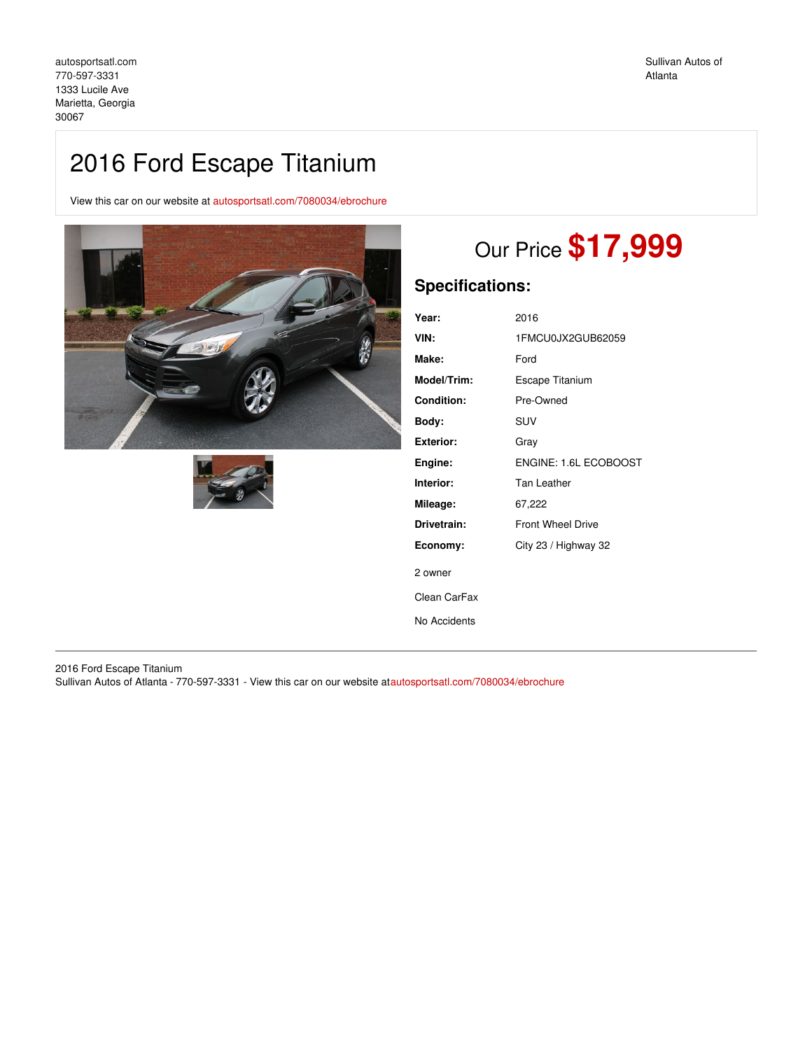autosportsatl.com
770-597-3331
1333 Lucile Ave
Marietta, Georgia
30067

Sullivan Autos of Atlanta

# 2016 Ford Escape Titanium

View this car on our website at autosportsatl.com/7080034/ebrochure

Our Price **$17,999**

## Specifications:

| | |
|---|---|
| **Year:** | 2016 |
| **VIN:** | 1FMCU0JX2GUB62059 |
| **Make:** | Ford |
| **Model/Trim:** | Escape Titanium |
| **Condition:** | Pre-Owned |
| **Body:** | SUV |
| **Exterior:** | Gray |
| **Engine:** | ENGINE: 1.6L ECOBOOST |
| **Interior:** | Tan Leather |
| **Mileage:** | 67,222 |
| **Drivetrain:** | Front Wheel Drive |
| **Economy:** | City 23 / Highway 32 |

2 owner

Clean CarFax

No Accidents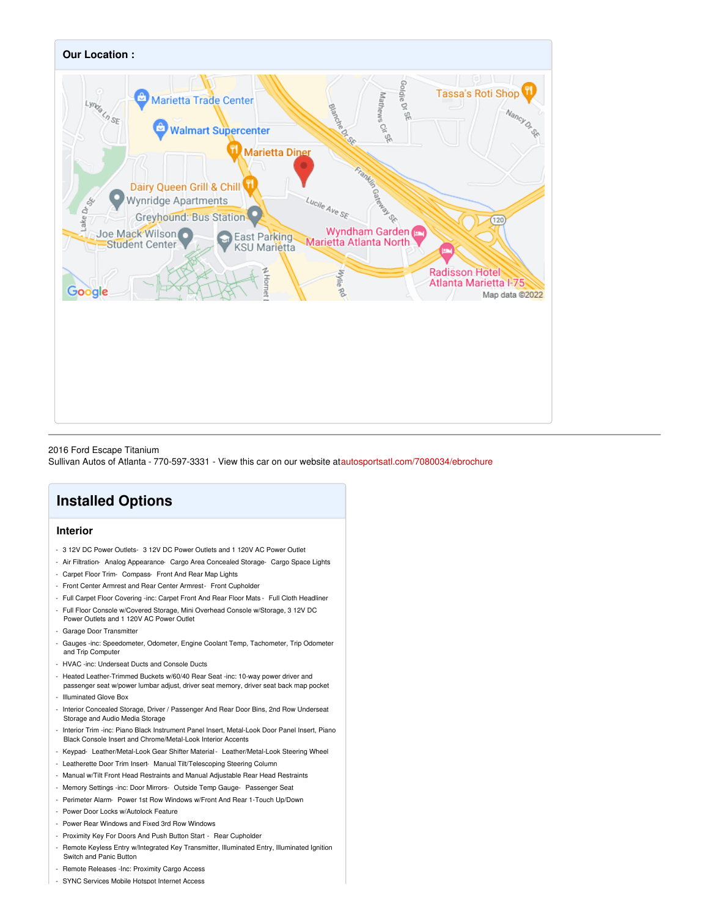## Our Location :

2016 Ford Escape Titanium
Sullivan Autos of Atlanta - 770-597-3331 - View this car on our website atautosportsatl.com/7080034/ebrochure

# Installed Options

### Interior

- 3 12V DC Power Outlets- 3 12V DC Power Outlets and 1 120V AC Power Outlet
- Air Filtration- Analog Appearance- Cargo Area Concealed Storage- Cargo Space Lights
- Carpet Floor Trim- Compass- Front And Rear Map Lights
- Front Center Armrest and Rear Center Armrest- Front Cupholder
- Full Carpet Floor Covering -inc: Carpet Front And Rear Floor Mats - Full Cloth Headliner
- Full Floor Console w/Covered Storage, Mini Overhead Console w/Storage, 3 12V DC Power Outlets and 1 120V AC Power Outlet
- Garage Door Transmitter
- Gauges -inc: Speedometer, Odometer, Engine Coolant Temp, Tachometer, Trip Odometer and Trip Computer
- HVAC -inc: Underseat Ducts and Console Ducts
- Heated Leather-Trimmed Buckets w/60/40 Rear Seat -inc: 10-way power driver and passenger seat w/power lumbar adjust, driver seat memory, driver seat back map pocket
- Illuminated Glove Box
- Interior Concealed Storage, Driver / Passenger And Rear Door Bins, 2nd Row Underseat Storage and Audio Media Storage
- Interior Trim -inc: Piano Black Instrument Panel Insert, Metal-Look Door Panel Insert, Piano Black Console Insert and Chrome/Metal-Look Interior Accents
- Keypad- Leather/Metal-Look Gear Shifter Material - Leather/Metal-Look Steering Wheel
- Leatherette Door Trim Insert- Manual Tilt/Telescoping Steering Column
- Manual w/Tilt Front Head Restraints and Manual Adjustable Rear Head Restraints
- Memory Settings -inc: Door Mirrors- Outside Temp Gauge- Passenger Seat
- Perimeter Alarm- Power 1st Row Windows w/Front And Rear 1-Touch Up/Down
- Power Door Locks w/Autolock Feature
- Power Rear Windows and Fixed 3rd Row Windows
- Proximity Key For Doors And Push Button Start - Rear Cupholder
- Remote Keyless Entry w/Integrated Key Transmitter, Illuminated Entry, Illuminated Ignition Switch and Panic Button
- Remote Releases -Inc: Proximity Cargo Access
- SYNC Services Mobile Hotspot Internet Access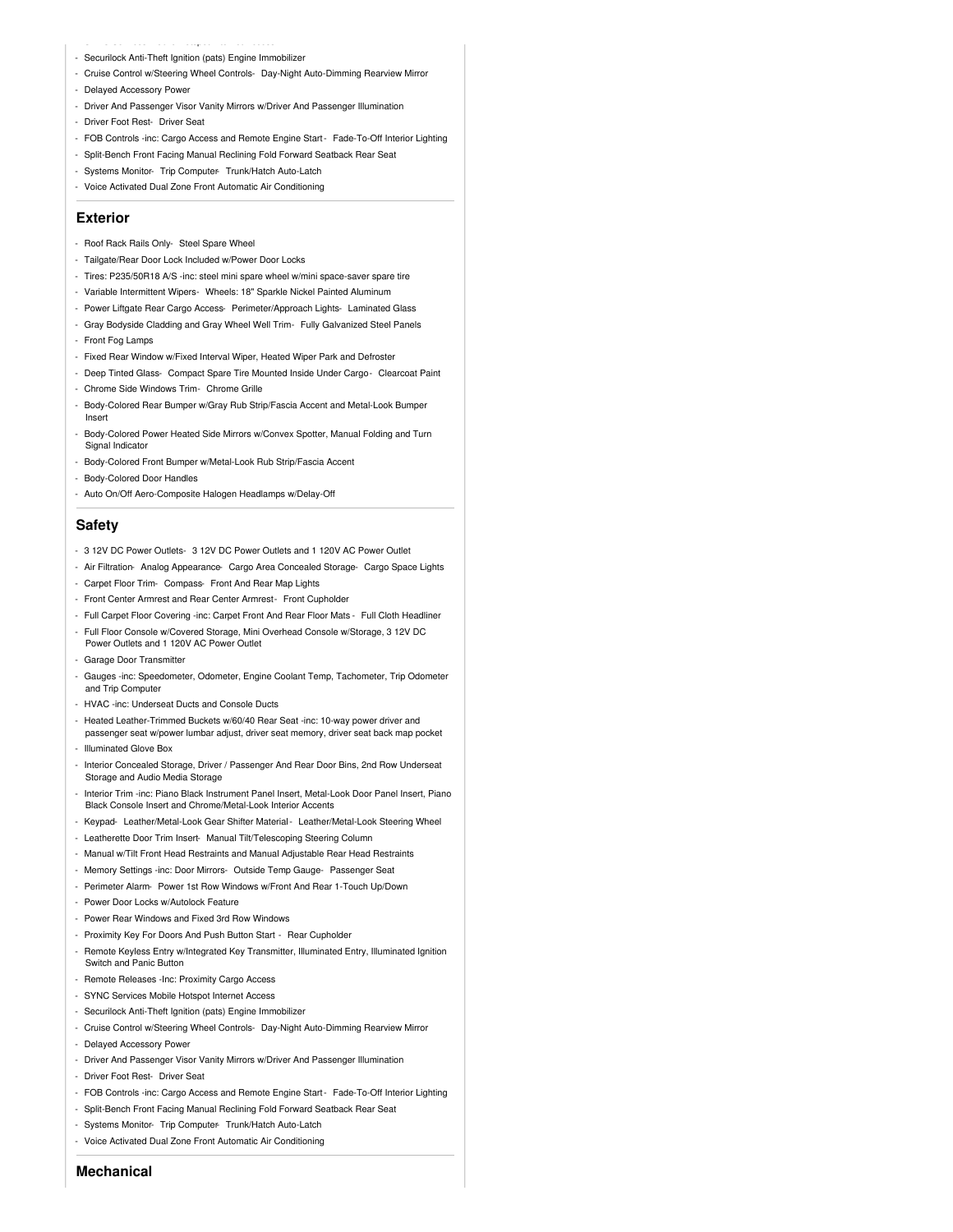- Securilock Anti-Theft Ignition (pats) Engine Immobilizer
- Cruise Control w/Steering Wheel Controls- Day-Night Auto-Dimming Rearview Mirror
- Delayed Accessory Power
- Driver And Passenger Visor Vanity Mirrors w/Driver And Passenger Illumination
- Driver Foot Rest- Driver Seat
- FOB Controls -inc: Cargo Access and Remote Engine Start - Fade-To-Off Interior Lighting
- Split-Bench Front Facing Manual Reclining Fold Forward Seatback Rear Seat
- Systems Monitor- Trip Computer- Trunk/Hatch Auto-Latch
- Voice Activated Dual Zone Front Automatic Air Conditioning

## Exterior

- Roof Rack Rails Only- Steel Spare Wheel
- Tailgate/Rear Door Lock Included w/Power Door Locks
- Tires: P235/50R18 A/S -inc: steel mini spare wheel w/mini space-saver spare tire
- Variable Intermittent Wipers- Wheels: 18" Sparkle Nickel Painted Aluminum
- Power Liftgate Rear Cargo Access- Perimeter/Approach Lights- Laminated Glass
- Gray Bodyside Cladding and Gray Wheel Well Trim- Fully Galvanized Steel Panels
- Front Fog Lamps
- Fixed Rear Window w/Fixed Interval Wiper, Heated Wiper Park and Defroster
- Deep Tinted Glass- Compact Spare Tire Mounted Inside Under Cargo - Clearcoat Paint
- Chrome Side Windows Trim- Chrome Grille
- Body-Colored Rear Bumper w/Gray Rub Strip/Fascia Accent and Metal-Look Bumper Insert
- Body-Colored Power Heated Side Mirrors w/Convex Spotter, Manual Folding and Turn Signal Indicator
- Body-Colored Front Bumper w/Metal-Look Rub Strip/Fascia Accent
- Body-Colored Door Handles
- Auto On/Off Aero-Composite Halogen Headlamps w/Delay-Off

## Safety

- 3 12V DC Power Outlets- 3 12V DC Power Outlets and 1 120V AC Power Outlet
- Air Filtration- Analog Appearance- Cargo Area Concealed Storage- Cargo Space Lights
- Carpet Floor Trim- Compass- Front And Rear Map Lights
- Front Center Armrest and Rear Center Armrest- Front Cupholder
- Full Carpet Floor Covering -inc: Carpet Front And Rear Floor Mats - Full Cloth Headliner
- Full Floor Console w/Covered Storage, Mini Overhead Console w/Storage, 3 12V DC Power Outlets and 1 120V AC Power Outlet
- Garage Door Transmitter
- Gauges -inc: Speedometer, Odometer, Engine Coolant Temp, Tachometer, Trip Odometer and Trip Computer
- HVAC -inc: Underseat Ducts and Console Ducts
- Heated Leather-Trimmed Buckets w/60/40 Rear Seat -inc: 10-way power driver and passenger seat w/power lumbar adjust, driver seat memory, driver seat back map pocket
- Illuminated Glove Box
- Interior Concealed Storage, Driver / Passenger And Rear Door Bins, 2nd Row Underseat Storage and Audio Media Storage
- Interior Trim -inc: Piano Black Instrument Panel Insert, Metal-Look Door Panel Insert, Piano Black Console Insert and Chrome/Metal-Look Interior Accents
- Keypad- Leather/Metal-Look Gear Shifter Material- Leather/Metal-Look Steering Wheel
- Leatherette Door Trim Insert- Manual Tilt/Telescoping Steering Column
- Manual w/Tilt Front Head Restraints and Manual Adjustable Rear Head Restraints
- Memory Settings -inc: Door Mirrors- Outside Temp Gauge- Passenger Seat
- Perimeter Alarm- Power 1st Row Windows w/Front And Rear 1-Touch Up/Down
- Power Door Locks w/Autolock Feature
- Power Rear Windows and Fixed 3rd Row Windows
- Proximity Key For Doors And Push Button Start - Rear Cupholder
- Remote Keyless Entry w/Integrated Key Transmitter, Illuminated Entry, Illuminated Ignition Switch and Panic Button
- Remote Releases -Inc: Proximity Cargo Access
- SYNC Services Mobile Hotspot Internet Access
- Securilock Anti-Theft Ignition (pats) Engine Immobilizer
- Cruise Control w/Steering Wheel Controls- Day-Night Auto-Dimming Rearview Mirror
- Delayed Accessory Power
- Driver And Passenger Visor Vanity Mirrors w/Driver And Passenger Illumination
- Driver Foot Rest- Driver Seat
- FOB Controls -inc: Cargo Access and Remote Engine Start - Fade-To-Off Interior Lighting
- Split-Bench Front Facing Manual Reclining Fold Forward Seatback Rear Seat
- Systems Monitor- Trip Computer- Trunk/Hatch Auto-Latch
- Voice Activated Dual Zone Front Automatic Air Conditioning

## Mechanical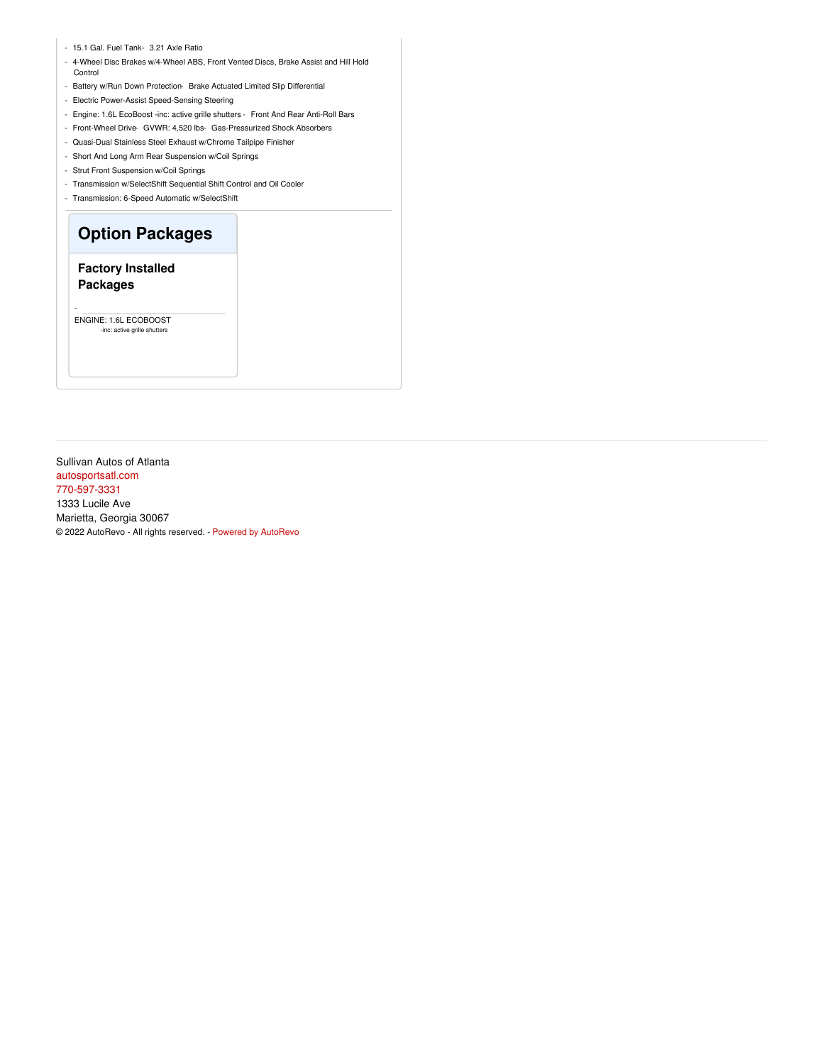- 15.1 Gal. Fuel Tank- 3.21 Axle Ratio
- 4-Wheel Disc Brakes w/4-Wheel ABS, Front Vented Discs, Brake Assist and Hill Hold Control
- Battery w/Run Down Protection- Brake Actuated Limited Slip Differential
- Electric Power-Assist Speed-Sensing Steering
- Engine: 1.6L EcoBoost -inc: active grille shutters - Front And Rear Anti-Roll Bars
- Front-Wheel Drive- GVWR: 4,520 lbs- Gas-Pressurized Shock Absorbers
- Quasi-Dual Stainless Steel Exhaust w/Chrome Tailpipe Finisher
- Short And Long Arm Rear Suspension w/Coil Springs
- Strut Front Suspension w/Coil Springs
- Transmission w/SelectShift Sequential Shift Control and Oil Cooler
- Transmission: 6-Speed Automatic w/SelectShift

## Option Packages

### Factory Installed Packages

-

ENGINE: 1.6L ECOBOOST
-inc: active grille shutters

Sullivan Autos of Atlanta
autosportsatl.com
770-597-3331
1333 Lucile Ave
Marietta, Georgia 30067
© 2022 AutoRevo - All rights reserved. - Powered by AutoRevo